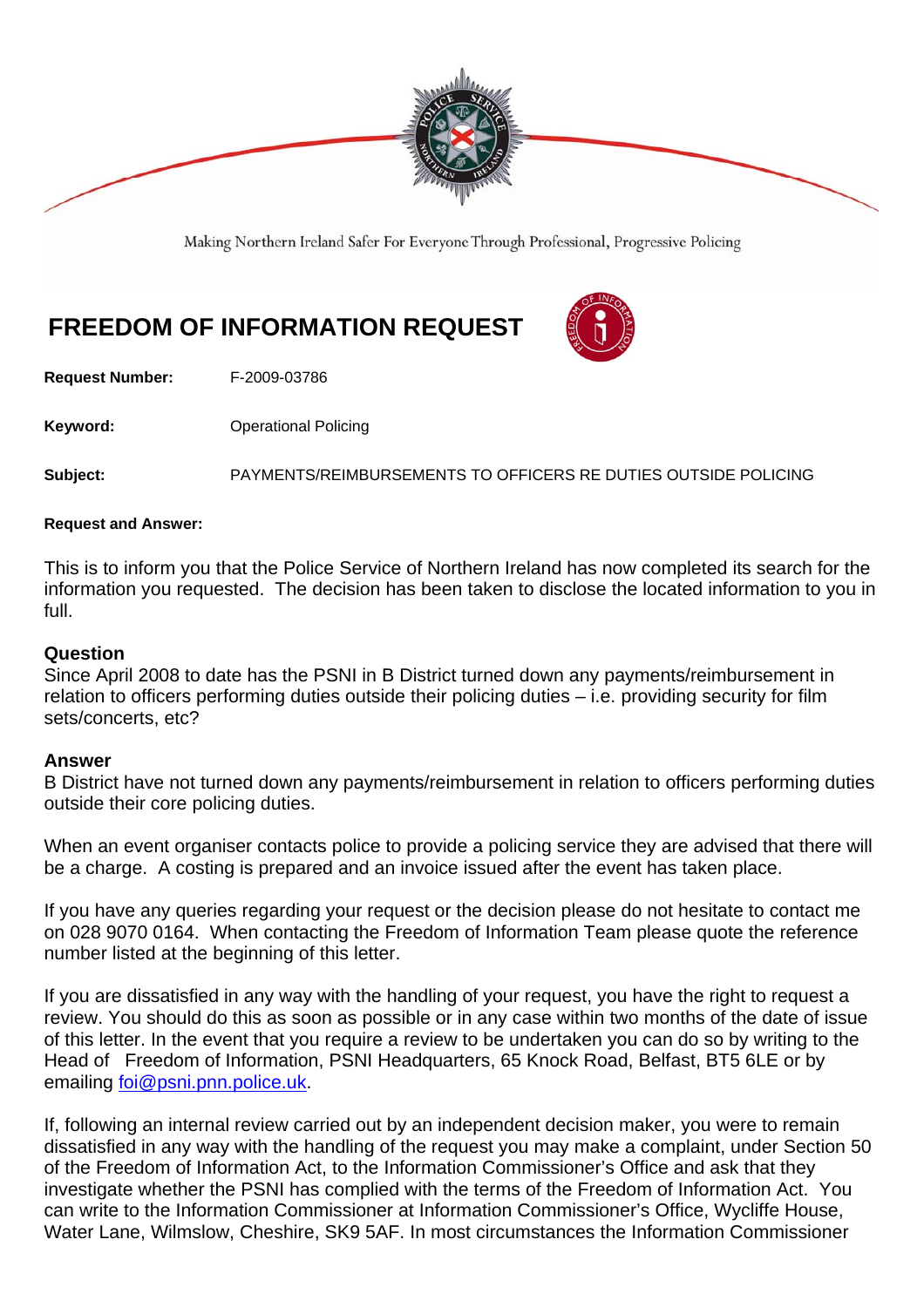Making Northern Ireland Safer For Everyone Through Professional, Progressive Policing

# FREEDOM OF INFORMATION REQUEST

**Request Number:** F-2009-03786

**Keyword:** Operational Policing

**Subject:** PAYMENTS/REIMBURSEMENTS TO OFFICERS RE DUTIES OUTSIDE POLICING

**Request and Answer:**

This is to inform you that the Police Service of Northern Ireland has now completed its search for the information you requested. The decision has been taken to disclose the located information to you in full.

## Question

Since April 2008 to date has the PSNI in B District turned down any payments/reimbursement in relation to officers performing duties outside their policing duties – i.e. providing security for film sets/concerts, etc?

## Answer

B District have not turned down any payments/reimbursement in relation to officers performing duties outside their core policing duties.

When an event organiser contacts police to provide a policing service they are advised that there will be a charge. A costing is prepared and an invoice issued after the event has taken place.

If you have any queries regarding your request or the decision please do not hesitate to contact me on 028 9070 0164. When contacting the Freedom of Information Team please quote the reference number listed at the beginning of this letter.

If you are dissatisfied in any way with the handling of your request, you have the right to request a review. You should do this as soon as possible or in any case within two months of the date of issue of this letter. In the event that you require a review to be undertaken you can do so by writing to the Head of Freedom of Information, PSNI Headquarters, 65 Knock Road, Belfast, BT5 6LE or by emailing foi@psni.pnn.police.uk.

If, following an internal review carried out by an independent decision maker, you were to remain dissatisfied in any way with the handling of the request you may make a complaint, under Section 50 of the Freedom of Information Act, to the Information Commissioner's Office and ask that they investigate whether the PSNI has complied with the terms of the Freedom of Information Act. You can write to the Information Commissioner at Information Commissioner's Office, Wycliffe House, Water Lane, Wilmslow, Cheshire, SK9 5AF. In most circumstances the Information Commissioner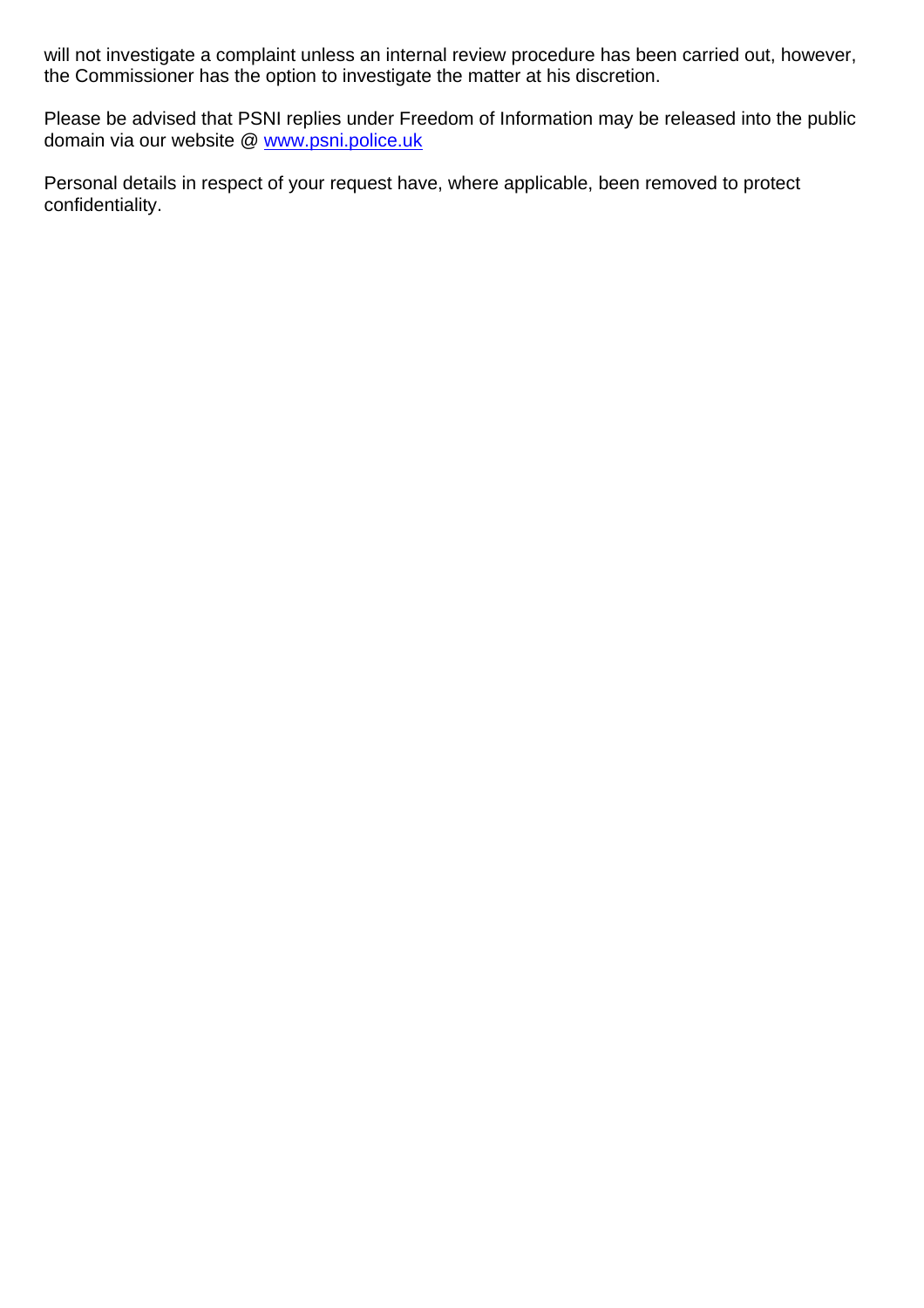will not investigate a complaint unless an internal review procedure has been carried out, however, the Commissioner has the option to investigate the matter at his discretion.

Please be advised that PSNI replies under Freedom of Information may be released into the public domain via our website @ www.psni.police.uk

Personal details in respect of your request have, where applicable, been removed to protect confidentiality.